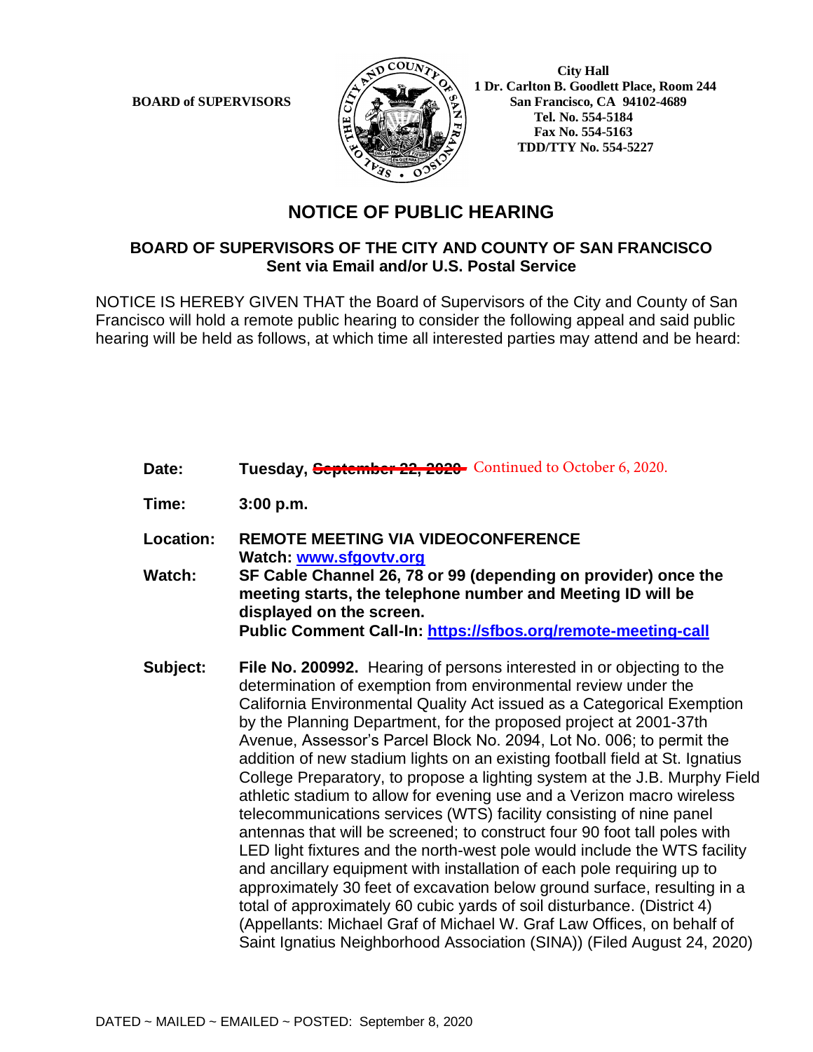**BOARD of SUPERVISORS**

**City Hall**
**1 Dr. Carlton B. Goodlett Place, Room 244**
**San Francisco, CA 94102-4689**
**Tel. No. 554-5184**
**Fax No. 554-5163**
**TDD/TTY No. 554-5227**

# NOTICE OF PUBLIC HEARING

## BOARD OF SUPERVISORS OF THE CITY AND COUNTY OF SAN FRANCISCO
**Sent via Email and/or U.S. Postal Service**

NOTICE IS HEREBY GIVEN THAT the Board of Supervisors of the City and County of San Francisco will hold a remote public hearing to consider the following appeal and said public hearing will be held as follows, at which time all interested parties may attend and be heard:

**Date:** **Tuesday, ~~September 22, 2020~~** Continued to October 6, 2020.

**Time:** **3:00 p.m.**

**Location:** **REMOTE MEETING VIA VIDEOCONFERENCE**
**Watch: [www.sfgovtv.org](www.sfgovtv.org)**

**Watch:** **SF Cable Channel 26, 78 or 99 (depending on provider) once the meeting starts, the telephone number and Meeting ID will be displayed on the screen.**
**Public Comment Call-In: [https://sfbos.org/remote-meeting-call](https://sfbos.org/remote-meeting-call)**

**Subject:** **File No. 200992.** Hearing of persons interested in or objecting to the determination of exemption from environmental review under the California Environmental Quality Act issued as a Categorical Exemption by the Planning Department, for the proposed project at 2001-37th Avenue, Assessor's Parcel Block No. 2094, Lot No. 006; to permit the addition of new stadium lights on an existing football field at St. Ignatius College Preparatory, to propose a lighting system at the J.B. Murphy Field athletic stadium to allow for evening use and a Verizon macro wireless telecommunications services (WTS) facility consisting of nine panel antennas that will be screened; to construct four 90 foot tall poles with LED light fixtures and the north-west pole would include the WTS facility and ancillary equipment with installation of each pole requiring up to approximately 30 feet of excavation below ground surface, resulting in a total of approximately 60 cubic yards of soil disturbance. (District 4) (Appellants: Michael Graf of Michael W. Graf Law Offices, on behalf of Saint Ignatius Neighborhood Association (SINA)) (Filed August 24, 2020)

DATED ~ MAILED ~ EMAILED ~ POSTED: September 8, 2020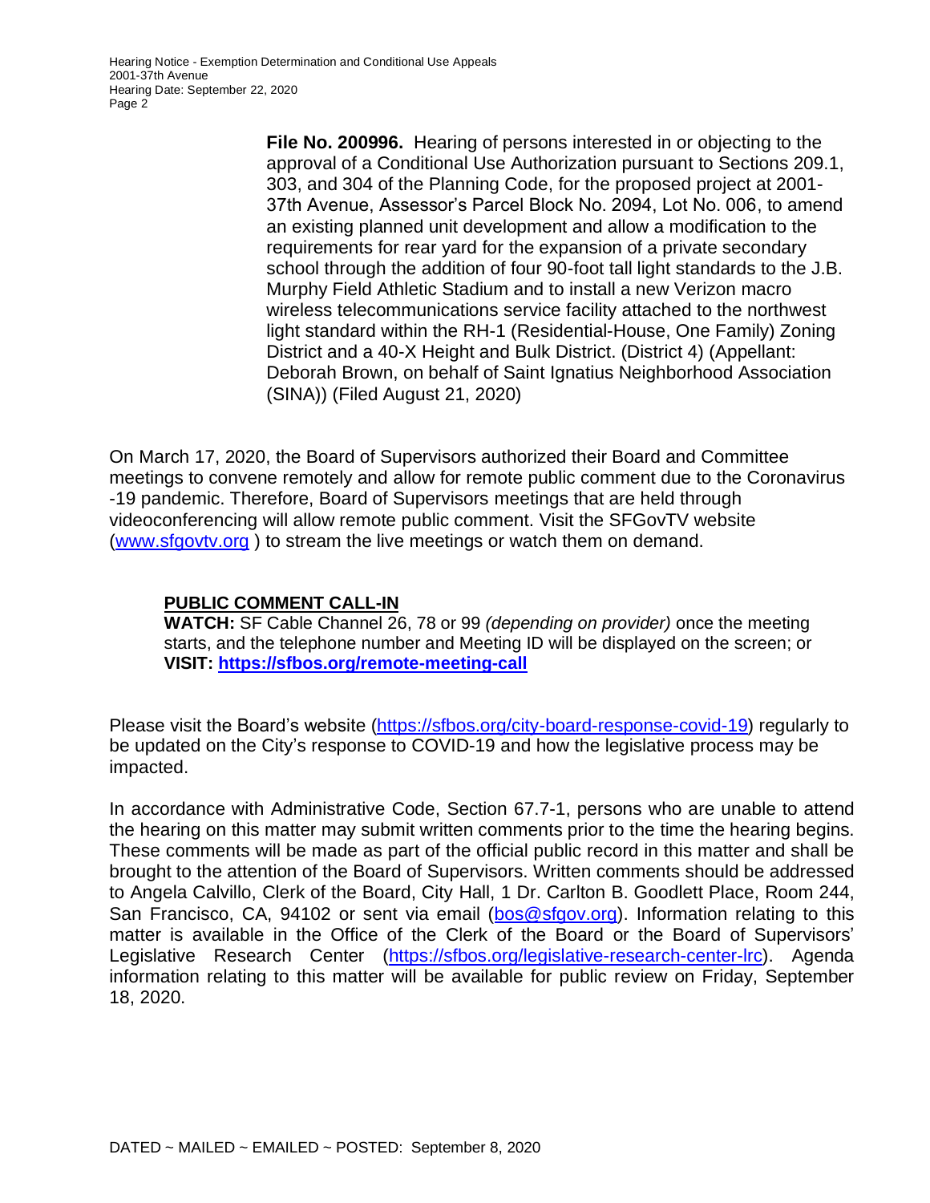**File No. 200996.** Hearing of persons interested in or objecting to the approval of a Conditional Use Authorization pursuant to Sections 209.1, 303, and 304 of the Planning Code, for the proposed project at 2001-37th Avenue, Assessor's Parcel Block No. 2094, Lot No. 006, to amend an existing planned unit development and allow a modification to the requirements for rear yard for the expansion of a private secondary school through the addition of four 90-foot tall light standards to the J.B. Murphy Field Athletic Stadium and to install a new Verizon macro wireless telecommunications service facility attached to the northwest light standard within the RH-1 (Residential-House, One Family) Zoning District and a 40-X Height and Bulk District. (District 4) (Appellant: Deborah Brown, on behalf of Saint Ignatius Neighborhood Association (SINA)) (Filed August 21, 2020)

On March 17, 2020, the Board of Supervisors authorized their Board and Committee meetings to convene remotely and allow for remote public comment due to the Coronavirus -19 pandemic. Therefore, Board of Supervisors meetings that are held through videoconferencing will allow remote public comment. Visit the SFGovTV website (www.sfgovtv.org ) to stream the live meetings or watch them on demand.

**PUBLIC COMMENT CALL-IN**

**WATCH:** SF Cable Channel 26, 78 or 99 *(depending on provider)* once the meeting starts, and the telephone number and Meeting ID will be displayed on the screen; or
**VISIT: https://sfbos.org/remote-meeting-call**

Please visit the Board's website (https://sfbos.org/city-board-response-covid-19) regularly to be updated on the City's response to COVID-19 and how the legislative process may be impacted.

In accordance with Administrative Code, Section 67.7-1, persons who are unable to attend the hearing on this matter may submit written comments prior to the time the hearing begins. These comments will be made as part of the official public record in this matter and shall be brought to the attention of the Board of Supervisors. Written comments should be addressed to Angela Calvillo, Clerk of the Board, City Hall, 1 Dr. Carlton B. Goodlett Place, Room 244, San Francisco, CA, 94102 or sent via email (bos@sfgov.org). Information relating to this matter is available in the Office of the Clerk of the Board or the Board of Supervisors' Legislative Research Center (https://sfbos.org/legislative-research-center-lrc). Agenda information relating to this matter will be available for public review on Friday, September 18, 2020.

DATED ~ MAILED ~ EMAILED ~ POSTED: September 8, 2020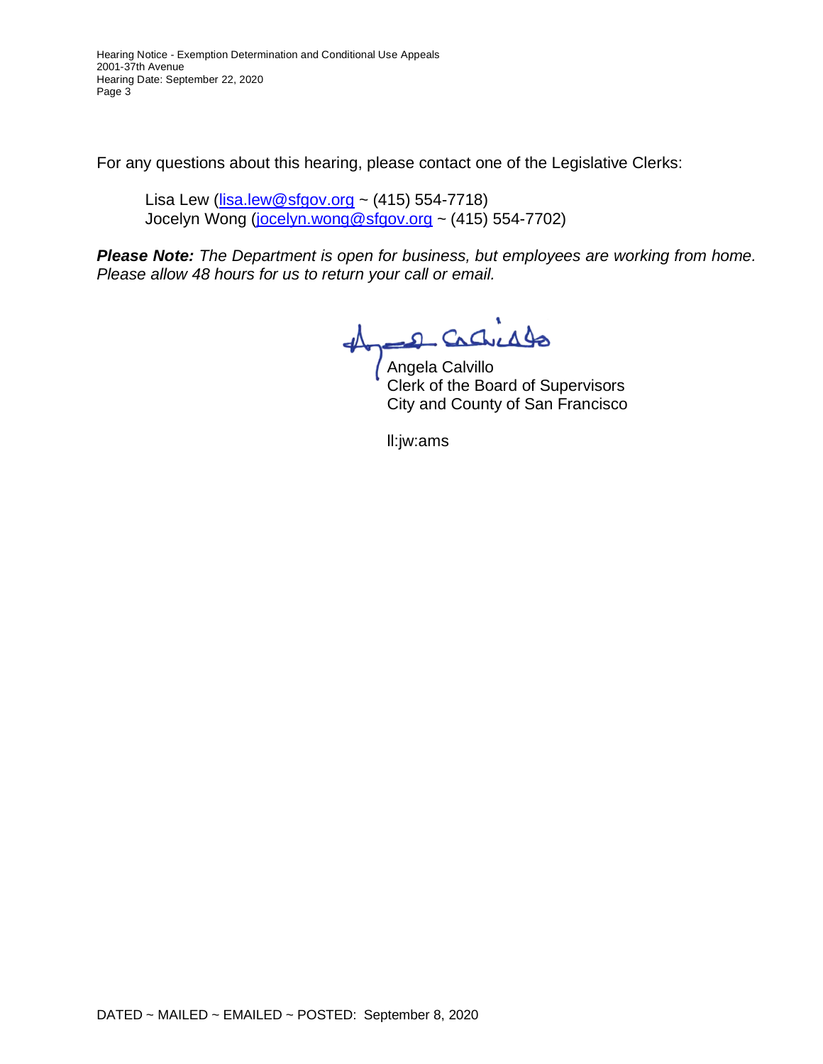For any questions about this hearing, please contact one of the Legislative Clerks:

Lisa Lew (lisa.lew@sfgov.org ~ (415) 554-7718)
Jocelyn Wong (jocelyn.wong@sfgov.org ~ (415) 554-7702)

***Please Note:*** *The Department is open for business, but employees are working from home. Please allow 48 hours for us to return your call or email.*

Angela Calvillo
Clerk of the Board of Supervisors
City and County of San Francisco

ll:jw:ams

DATED ~ MAILED ~ EMAILED ~ POSTED: September 8, 2020